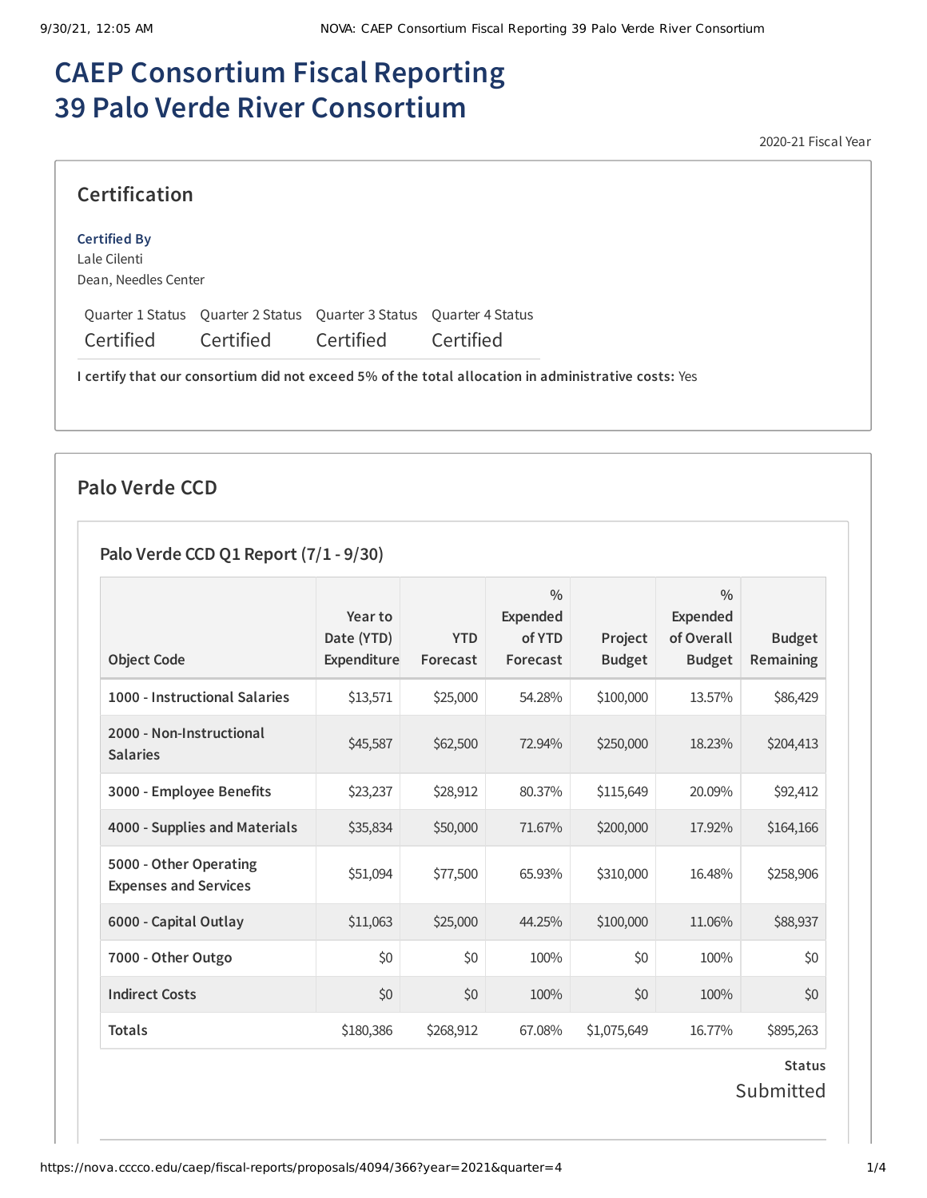# CAEP Consortium Fiscal Reporting 39 Palo Verde River Consortium

2020-21 Fiscal Year

## Certification

**Certified By**
Lale Cilenti
Dean, Needles Center

| Quarter 1 Status | Quarter 2 Status | Quarter 3 Status | Quarter 4 Status |
|---|---|---|---|
| Certified | Certified | Certified | Certified |

**I certify that our consortium did not exceed 5% of the total allocation in administrative costs:** Yes

## Palo Verde CCD

### Palo Verde CCD Q1 Report (7/1 - 9/30)

| Object Code | Year to Date (YTD) Expenditure | YTD Forecast | % Expended of YTD Forecast | Project Budget | % Expended of Overall Budget | Budget Remaining |
|---|---|---|---|---|---|---|
| 1000 - Instructional Salaries | $13,571 | $25,000 | 54.28% | $100,000 | 13.57% | $86,429 |
| 2000 - Non-Instructional Salaries | $45,587 | $62,500 | 72.94% | $250,000 | 18.23% | $204,413 |
| 3000 - Employee Benefits | $23,237 | $28,912 | 80.37% | $115,649 | 20.09% | $92,412 |
| 4000 - Supplies and Materials | $35,834 | $50,000 | 71.67% | $200,000 | 17.92% | $164,166 |
| 5000 - Other Operating Expenses and Services | $51,094 | $77,500 | 65.93% | $310,000 | 16.48% | $258,906 |
| 6000 - Capital Outlay | $11,063 | $25,000 | 44.25% | $100,000 | 11.06% | $88,937 |
| 7000 - Other Outgo | $0 | $0 | 100% | $0 | 100% | $0 |
| Indirect Costs | $0 | $0 | 100% | $0 | 100% | $0 |
| Totals | $180,386 | $268,912 | 67.08% | $1,075,649 | 16.77% | $895,263 |

**Status**
Submitted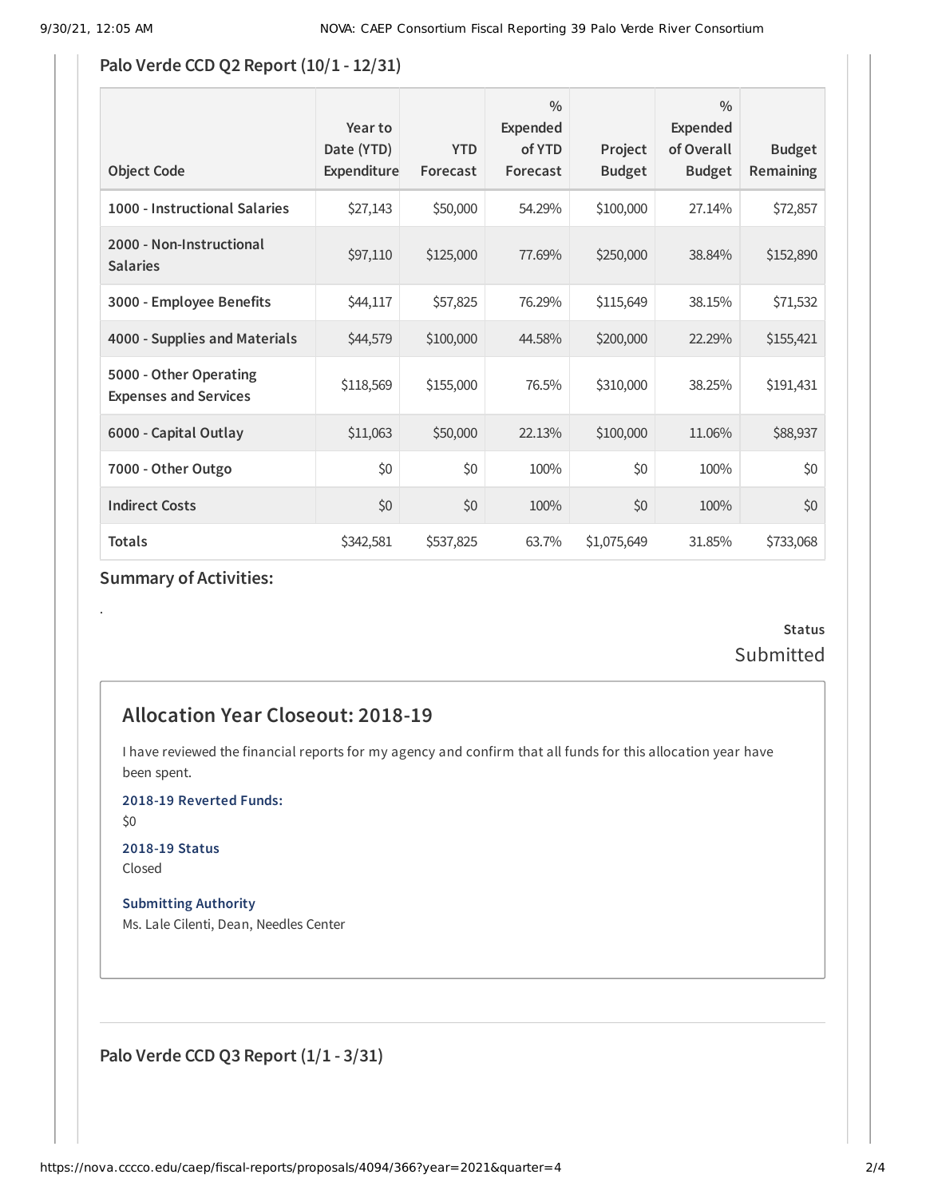## Palo Verde CCD Q2 Report (10/1 - 12/31)

| Object Code | Year to Date (YTD) Expenditure | YTD Forecast | % Expended of YTD Forecast | Project Budget | % Expended of Overall Budget | Budget Remaining |
|---|---|---|---|---|---|---|
| 1000 - Instructional Salaries | $27,143 | $50,000 | 54.29% | $100,000 | 27.14% | $72,857 |
| 2000 - Non-Instructional Salaries | $97,110 | $125,000 | 77.69% | $250,000 | 38.84% | $152,890 |
| 3000 - Employee Benefits | $44,117 | $57,825 | 76.29% | $115,649 | 38.15% | $71,532 |
| 4000 - Supplies and Materials | $44,579 | $100,000 | 44.58% | $200,000 | 22.29% | $155,421 |
| 5000 - Other Operating Expenses and Services | $118,569 | $155,000 | 76.5% | $310,000 | 38.25% | $191,431 |
| 6000 - Capital Outlay | $11,063 | $50,000 | 22.13% | $100,000 | 11.06% | $88,937 |
| 7000 - Other Outgo | $0 | $0 | 100% | $0 | 100% | $0 |
| Indirect Costs | $0 | $0 | 100% | $0 | 100% | $0 |
| Totals | $342,581 | $537,825 | 63.7% | $1,075,649 | 31.85% | $733,068 |

**Summary of Activities:**

.

**Status**

Submitted

## Allocation Year Closeout: 2018-19

I have reviewed the financial reports for my agency and confirm that all funds for this allocation year have been spent.

**2018-19 Reverted Funds:**

$0

**2018-19 Status**

Closed

**Submitting Authority**

Ms. Lale Cilenti, Dean, Needles Center

## Palo Verde CCD Q3 Report (1/1 - 3/31)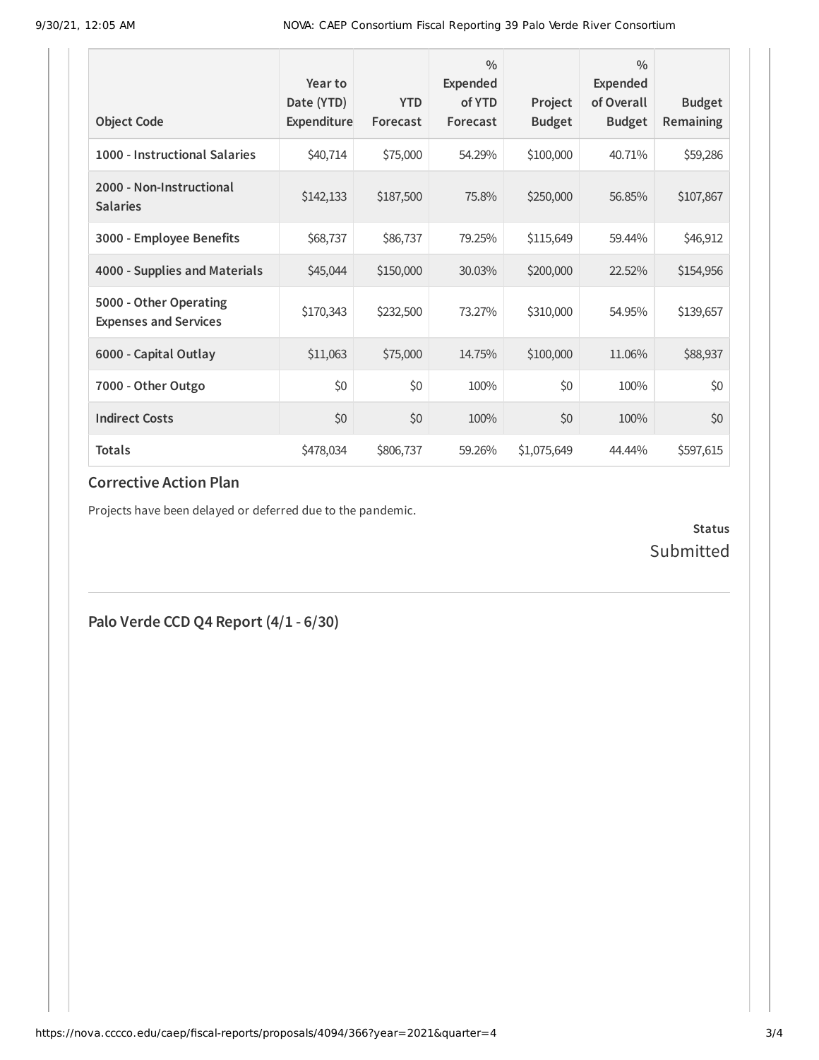| Object Code | Year to Date (YTD) Expenditure | YTD Forecast | % Expended of YTD Forecast | Project Budget | % Expended of Overall Budget | Budget Remaining |
|---|---|---|---|---|---|---|
| **1000 - Instructional Salaries** | $40,714 | $75,000 | 54.29% | $100,000 | 40.71% | $59,286 |
| **2000 - Non-Instructional Salaries** | $142,133 | $187,500 | 75.8% | $250,000 | 56.85% | $107,867 |
| **3000 - Employee Benefits** | $68,737 | $86,737 | 79.25% | $115,649 | 59.44% | $46,912 |
| **4000 - Supplies and Materials** | $45,044 | $150,000 | 30.03% | $200,000 | 22.52% | $154,956 |
| **5000 - Other Operating Expenses and Services** | $170,343 | $232,500 | 73.27% | $310,000 | 54.95% | $139,657 |
| **6000 - Capital Outlay** | $11,063 | $75,000 | 14.75% | $100,000 | 11.06% | $88,937 |
| **7000 - Other Outgo** | $0 | $0 | 100% | $0 | 100% | $0 |
| **Indirect Costs** | $0 | $0 | 100% | $0 | 100% | $0 |
| **Totals** | $478,034 | $806,737 | 59.26% | $1,075,649 | 44.44% | $597,615 |

### Corrective Action Plan

Projects have been delayed or deferred due to the pandemic.

**Status**
Submitted

## Palo Verde CCD Q4 Report (4/1 - 6/30)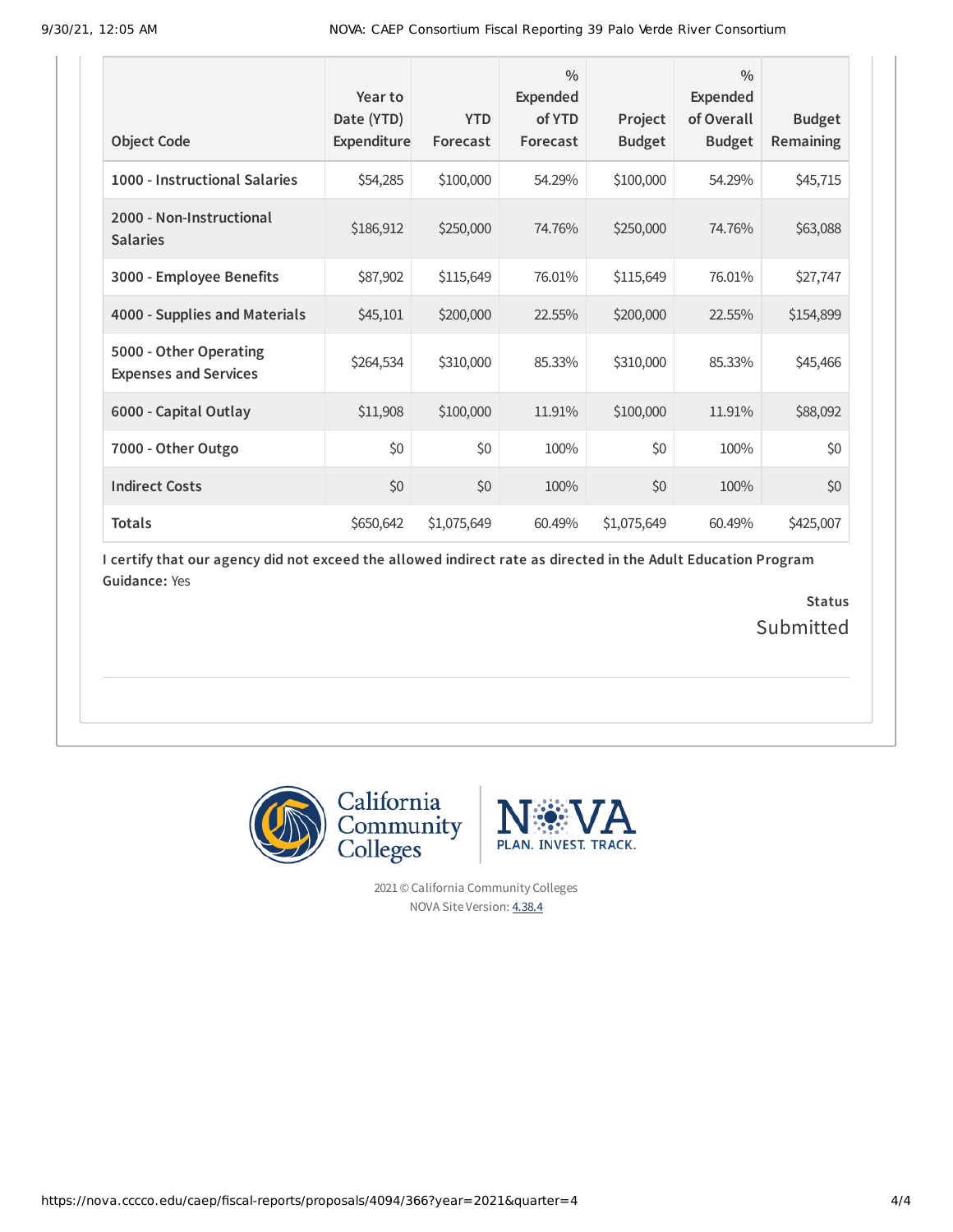| Object Code | Year to Date (YTD) Expenditure | YTD Forecast | % Expended of YTD Forecast | Project Budget | % Expended of Overall Budget | Budget Remaining |
|---|---|---|---|---|---|---|
| 1000 - Instructional Salaries | $54,285 | $100,000 | 54.29% | $100,000 | 54.29% | $45,715 |
| 2000 - Non-Instructional Salaries | $186,912 | $250,000 | 74.76% | $250,000 | 74.76% | $63,088 |
| 3000 - Employee Benefits | $87,902 | $115,649 | 76.01% | $115,649 | 76.01% | $27,747 |
| 4000 - Supplies and Materials | $45,101 | $200,000 | 22.55% | $200,000 | 22.55% | $154,899 |
| 5000 - Other Operating Expenses and Services | $264,534 | $310,000 | 85.33% | $310,000 | 85.33% | $45,466 |
| 6000 - Capital Outlay | $11,908 | $100,000 | 11.91% | $100,000 | 11.91% | $88,092 |
| 7000 - Other Outgo | $0 | $0 | 100% | $0 | 100% | $0 |
| Indirect Costs | $0 | $0 | 100% | $0 | 100% | $0 |
| Totals | $650,642 | $1,075,649 | 60.49% | $1,075,649 | 60.49% | $425,007 |

**I certify that our agency did not exceed the allowed indirect rate as directed in the Adult Education Program Guidance:** Yes

**Status**

Submitted

California Community Colleges

NOVA PLAN. INVEST. TRACK.

2021 © California Community Colleges

NOVA Site Version: 4.38.4